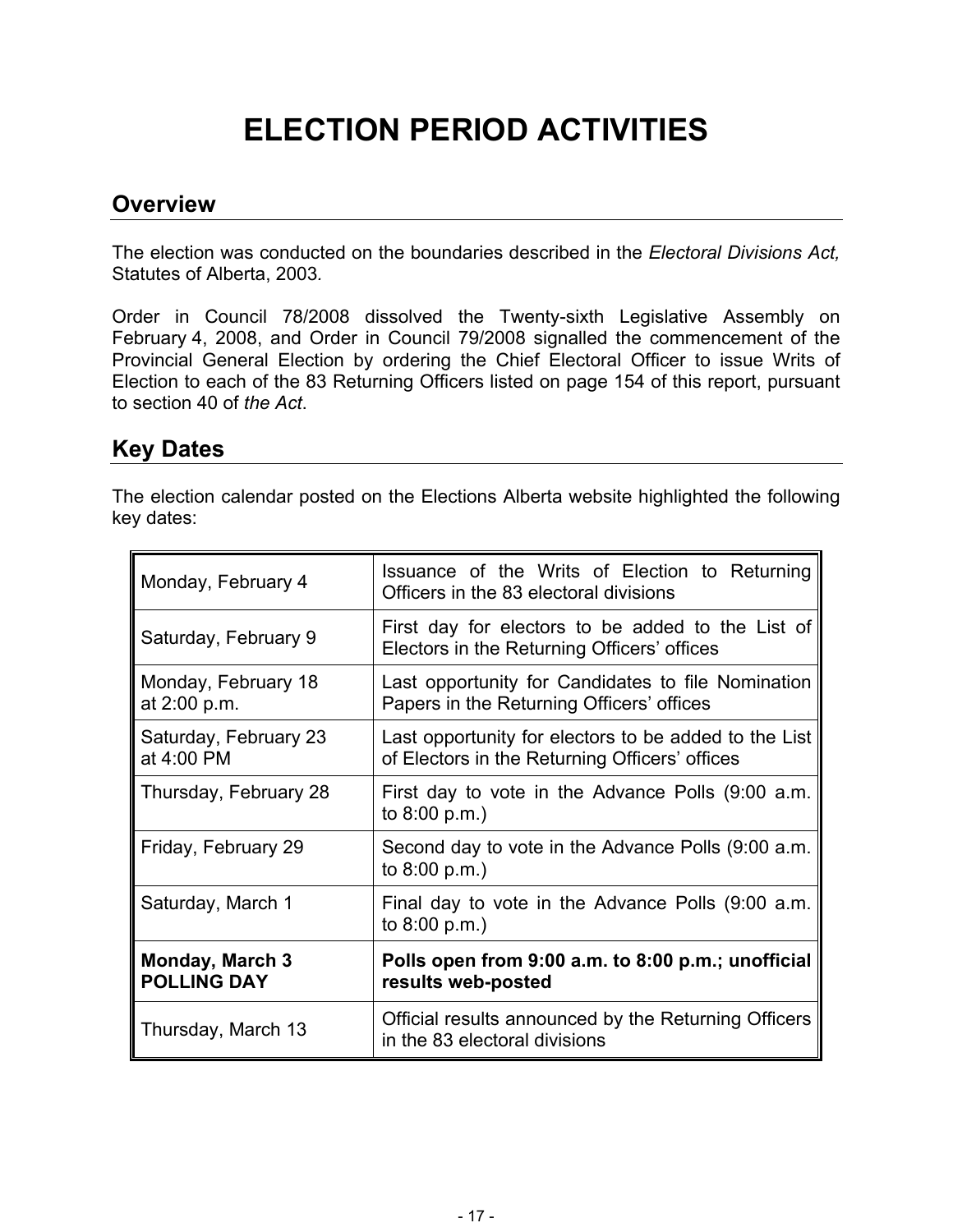# ELECTION PERIOD ACTIVITIES

## Overview

The election was conducted on the boundaries described in the *Electoral Divisions Act,* Statutes of Alberta, 2003.

Order in Council 78/2008 dissolved the Twenty-sixth Legislative Assembly on February 4, 2008, and Order in Council 79/2008 signalled the commencement of the Provincial General Election by ordering the Chief Electoral Officer to issue Writs of Election to each of the 83 Returning Officers listed on page 154 of this report, pursuant to section 40 of *the Act*.

## Key Dates

The election calendar posted on the Elections Alberta website highlighted the following key dates:

| | |
|---|---|
| Monday, February 4 | Issuance of the Writs of Election to Returning Officers in the 83 electoral divisions |
| Saturday, February 9 | First day for electors to be added to the List of Electors in the Returning Officers' offices |
| Monday, February 18 at 2:00 p.m. | Last opportunity for Candidates to file Nomination Papers in the Returning Officers' offices |
| Saturday, February 23 at 4:00 PM | Last opportunity for electors to be added to the List of Electors in the Returning Officers' offices |
| Thursday, February 28 | First day to vote in the Advance Polls (9:00 a.m. to 8:00 p.m.) |
| Friday, February 29 | Second day to vote in the Advance Polls (9:00 a.m. to 8:00 p.m.) |
| Saturday, March 1 | Final day to vote in the Advance Polls (9:00 a.m. to 8:00 p.m.) |
| **Monday, March 3 POLLING DAY** | **Polls open from 9:00 a.m. to 8:00 p.m.; unofficial results web-posted** |
| Thursday, March 13 | Official results announced by the Returning Officers in the 83 electoral divisions |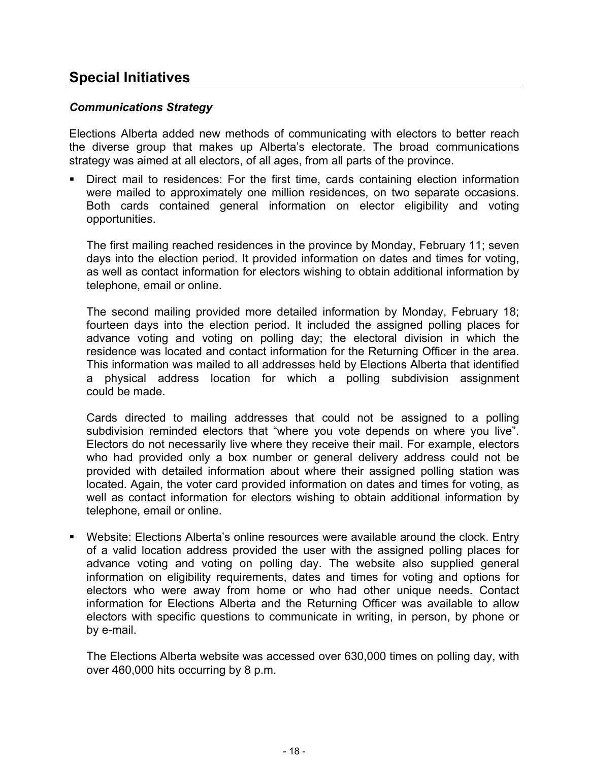## Special Initiatives

### *Communications Strategy*

Elections Alberta added new methods of communicating with electors to better reach the diverse group that makes up Alberta's electorate. The broad communications strategy was aimed at all electors, of all ages, from all parts of the province.

- Direct mail to residences: For the first time, cards containing election information were mailed to approximately one million residences, on two separate occasions. Both cards contained general information on elector eligibility and voting opportunities.

  The first mailing reached residences in the province by Monday, February 11; seven days into the election period. It provided information on dates and times for voting, as well as contact information for electors wishing to obtain additional information by telephone, email or online.

  The second mailing provided more detailed information by Monday, February 18; fourteen days into the election period. It included the assigned polling places for advance voting and voting on polling day; the electoral division in which the residence was located and contact information for the Returning Officer in the area. This information was mailed to all addresses held by Elections Alberta that identified a physical address location for which a polling subdivision assignment could be made.

  Cards directed to mailing addresses that could not be assigned to a polling subdivision reminded electors that "where you vote depends on where you live". Electors do not necessarily live where they receive their mail. For example, electors who had provided only a box number or general delivery address could not be provided with detailed information about where their assigned polling station was located. Again, the voter card provided information on dates and times for voting, as well as contact information for electors wishing to obtain additional information by telephone, email or online.

- Website: Elections Alberta's online resources were available around the clock. Entry of a valid location address provided the user with the assigned polling places for advance voting and voting on polling day. The website also supplied general information on eligibility requirements, dates and times for voting and options for electors who were away from home or who had other unique needs. Contact information for Elections Alberta and the Returning Officer was available to allow electors with specific questions to communicate in writing, in person, by phone or by e-mail.

  The Elections Alberta website was accessed over 630,000 times on polling day, with over 460,000 hits occurring by 8 p.m.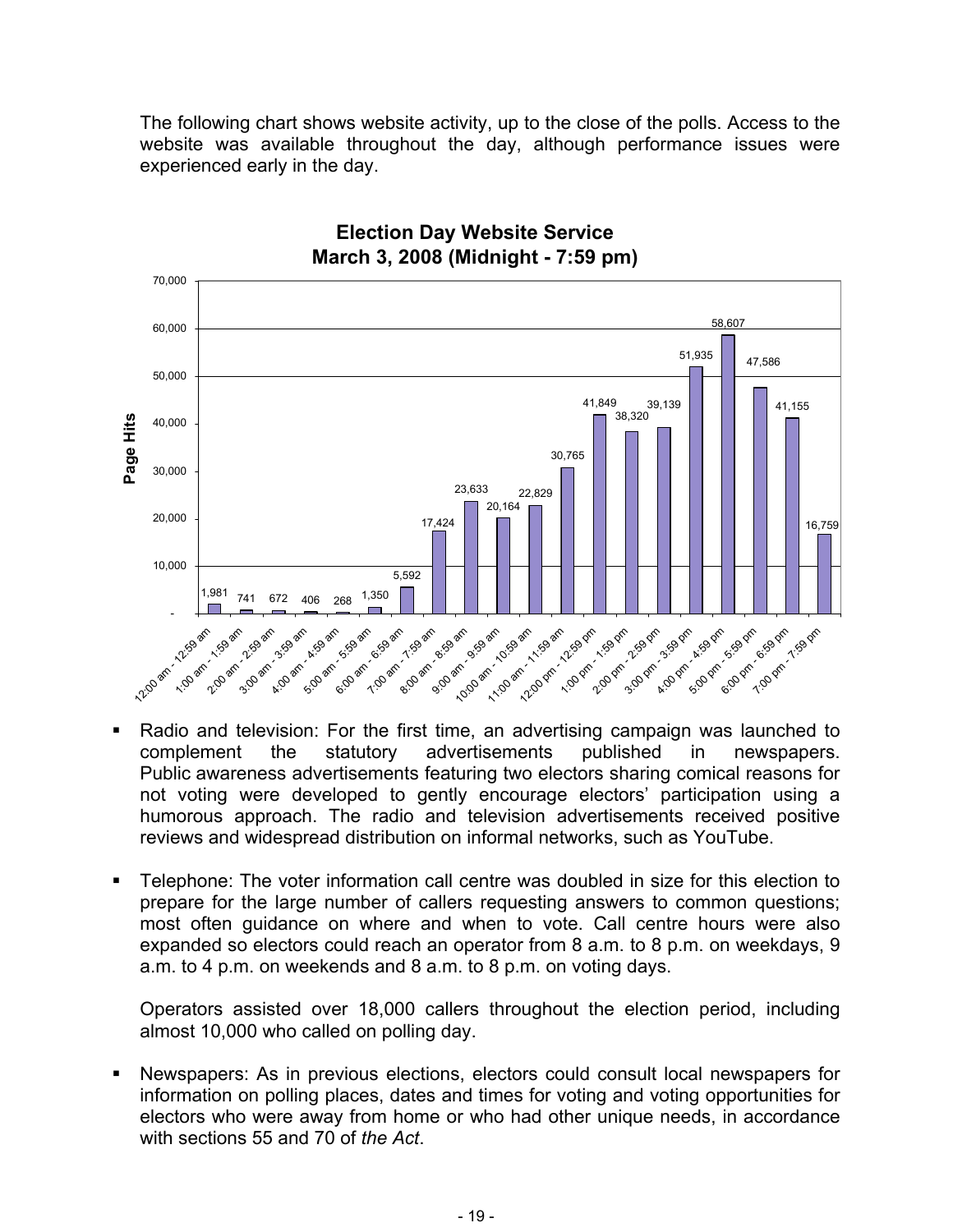The following chart shows website activity, up to the close of the polls. Access to the website was available throughout the day, although performance issues were experienced early in the day.

**Election Day Website Service**
**March 3, 2008 (Midnight - 7:59 pm)**

| Time | Page Hits |
|---|---|
| 12:00 am - 12:59 am | 1,981 |
| 1:00 am - 1:59 am | 741 |
| 2:00 am - 2:59 am | 672 |
| 3:00 am - 3:59 am | 406 |
| 4:00 am - 4:59 am | 268 |
| 5:00 am - 5:59 am | 1,350 |
| 6:00 am - 6:59 am | 5,592 |
| 7:00 am - 7:59 am | 17,424 |
| 8:00 am - 8:59 am | 23,633 |
| 9:00 am - 9:59 am | 20,164 |
| 10:00 am - 10:59 am | 22,829 |
| 11:00 am - 11:59 am | 30,765 |
| 12:00 pm - 12:59 pm | 41,849 |
| 1:00 pm - 1:59 pm | 38,320 |
| 2:00 pm - 2:59 pm | 39,139 |
| 3:00 pm - 3:59 pm | 51,935 |
| 4:00 pm - 4:59 pm | 58,607 |
| 5:00 pm - 5:59 pm | 47,586 |
| 6:00 pm - 6:59 pm | 41,155 |
| 7:00 pm - 7:59 pm | 16,759 |

- Radio and television: For the first time, an advertising campaign was launched to complement the statutory advertisements published in newspapers. Public awareness advertisements featuring two electors sharing comical reasons for not voting were developed to gently encourage electors' participation using a humorous approach. The radio and television advertisements received positive reviews and widespread distribution on informal networks, such as YouTube.

- Telephone: The voter information call centre was doubled in size for this election to prepare for the large number of callers requesting answers to common questions; most often guidance on where and when to vote. Call centre hours were also expanded so electors could reach an operator from 8 a.m. to 8 p.m. on weekdays, 9 a.m. to 4 p.m. on weekends and 8 a.m. to 8 p.m. on voting days.

  Operators assisted over 18,000 callers throughout the election period, including almost 10,000 who called on polling day.

- Newspapers: As in previous elections, electors could consult local newspapers for information on polling places, dates and times for voting and voting opportunities for electors who were away from home or who had other unique needs, in accordance with sections 55 and 70 of *the Act*.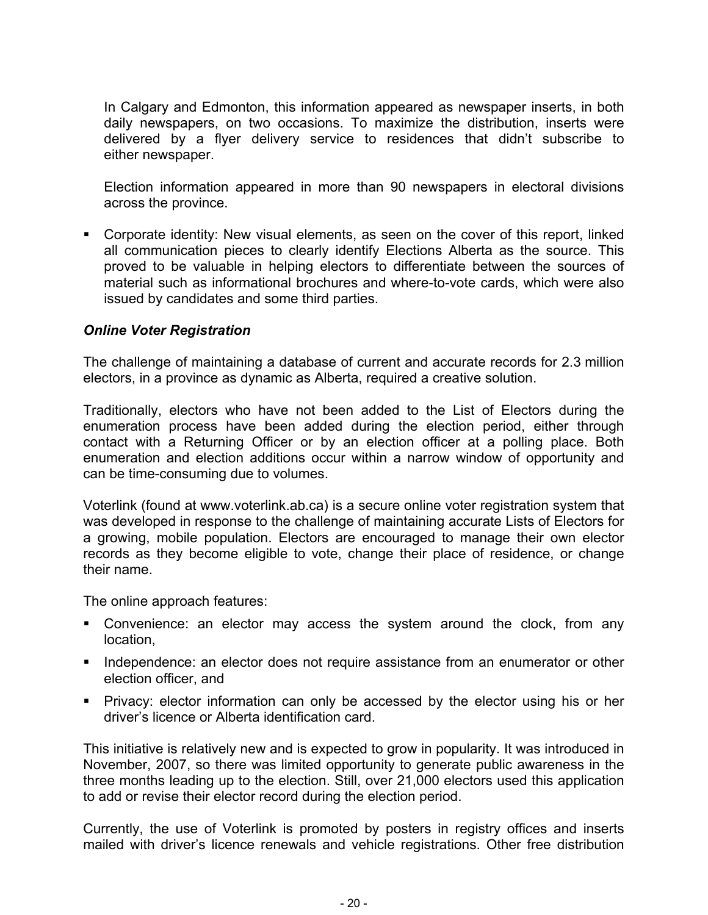In Calgary and Edmonton, this information appeared as newspaper inserts, in both daily newspapers, on two occasions. To maximize the distribution, inserts were delivered by a flyer delivery service to residences that didn't subscribe to either newspaper.

Election information appeared in more than 90 newspapers in electoral divisions across the province.

- Corporate identity: New visual elements, as seen on the cover of this report, linked all communication pieces to clearly identify Elections Alberta as the source. This proved to be valuable in helping electors to differentiate between the sources of material such as informational brochures and where-to-vote cards, which were also issued by candidates and some third parties.

***Online Voter Registration***

The challenge of maintaining a database of current and accurate records for 2.3 million electors, in a province as dynamic as Alberta, required a creative solution.

Traditionally, electors who have not been added to the List of Electors during the enumeration process have been added during the election period, either through contact with a Returning Officer or by an election officer at a polling place. Both enumeration and election additions occur within a narrow window of opportunity and can be time-consuming due to volumes.

Voterlink (found at www.voterlink.ab.ca) is a secure online voter registration system that was developed in response to the challenge of maintaining accurate Lists of Electors for a growing, mobile population. Electors are encouraged to manage their own elector records as they become eligible to vote, change their place of residence, or change their name.

The online approach features:

- Convenience: an elector may access the system around the clock, from any location,
- Independence: an elector does not require assistance from an enumerator or other election officer, and
- Privacy: elector information can only be accessed by the elector using his or her driver's licence or Alberta identification card.

This initiative is relatively new and is expected to grow in popularity. It was introduced in November, 2007, so there was limited opportunity to generate public awareness in the three months leading up to the election. Still, over 21,000 electors used this application to add or revise their elector record during the election period.

Currently, the use of Voterlink is promoted by posters in registry offices and inserts mailed with driver's licence renewals and vehicle registrations. Other free distribution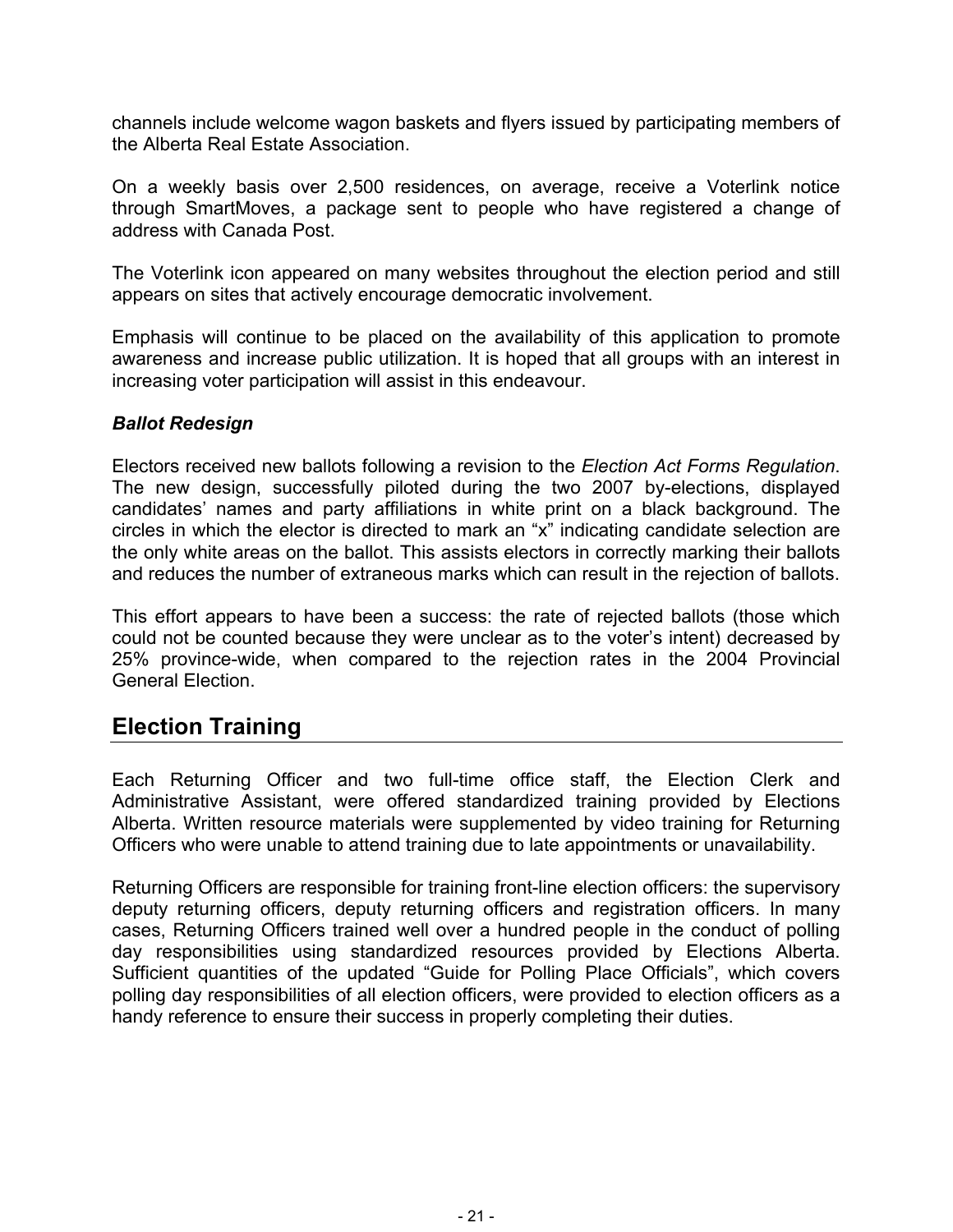channels include welcome wagon baskets and flyers issued by participating members of the Alberta Real Estate Association.

On a weekly basis over 2,500 residences, on average, receive a Voterlink notice through SmartMoves, a package sent to people who have registered a change of address with Canada Post.

The Voterlink icon appeared on many websites throughout the election period and still appears on sites that actively encourage democratic involvement.

Emphasis will continue to be placed on the availability of this application to promote awareness and increase public utilization. It is hoped that all groups with an interest in increasing voter participation will assist in this endeavour.

### *Ballot Redesign*

Electors received new ballots following a revision to the *Election Act Forms Regulation*. The new design, successfully piloted during the two 2007 by-elections, displayed candidates' names and party affiliations in white print on a black background. The circles in which the elector is directed to mark an "x" indicating candidate selection are the only white areas on the ballot. This assists electors in correctly marking their ballots and reduces the number of extraneous marks which can result in the rejection of ballots.

This effort appears to have been a success: the rate of rejected ballots (those which could not be counted because they were unclear as to the voter's intent) decreased by 25% province-wide, when compared to the rejection rates in the 2004 Provincial General Election.

## Election Training

Each Returning Officer and two full-time office staff, the Election Clerk and Administrative Assistant, were offered standardized training provided by Elections Alberta. Written resource materials were supplemented by video training for Returning Officers who were unable to attend training due to late appointments or unavailability.

Returning Officers are responsible for training front-line election officers: the supervisory deputy returning officers, deputy returning officers and registration officers. In many cases, Returning Officers trained well over a hundred people in the conduct of polling day responsibilities using standardized resources provided by Elections Alberta. Sufficient quantities of the updated "Guide for Polling Place Officials", which covers polling day responsibilities of all election officers, were provided to election officers as a handy reference to ensure their success in properly completing their duties.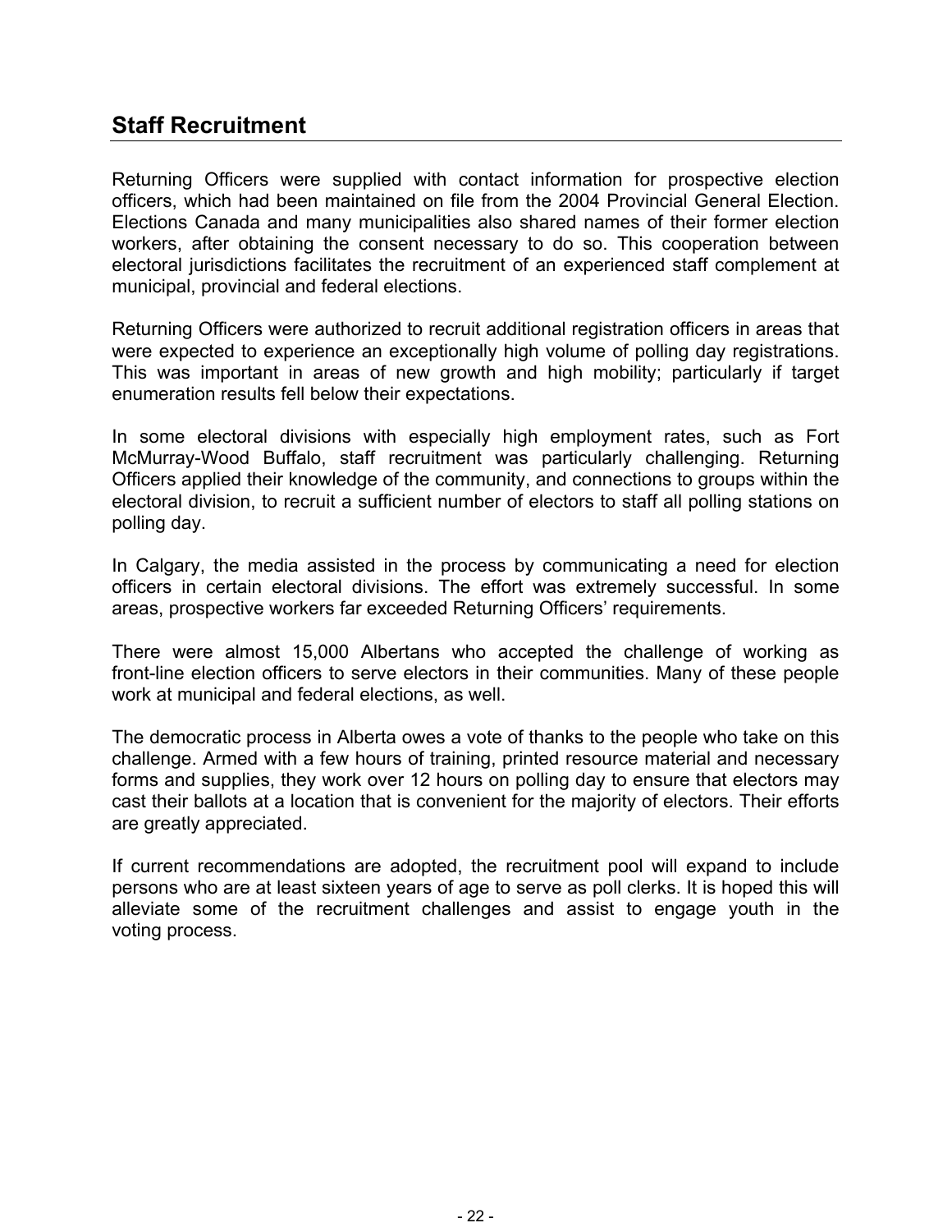## Staff Recruitment

Returning Officers were supplied with contact information for prospective election officers, which had been maintained on file from the 2004 Provincial General Election. Elections Canada and many municipalities also shared names of their former election workers, after obtaining the consent necessary to do so. This cooperation between electoral jurisdictions facilitates the recruitment of an experienced staff complement at municipal, provincial and federal elections.

Returning Officers were authorized to recruit additional registration officers in areas that were expected to experience an exceptionally high volume of polling day registrations. This was important in areas of new growth and high mobility; particularly if target enumeration results fell below their expectations.

In some electoral divisions with especially high employment rates, such as Fort McMurray-Wood Buffalo, staff recruitment was particularly challenging. Returning Officers applied their knowledge of the community, and connections to groups within the electoral division, to recruit a sufficient number of electors to staff all polling stations on polling day.

In Calgary, the media assisted in the process by communicating a need for election officers in certain electoral divisions. The effort was extremely successful. In some areas, prospective workers far exceeded Returning Officers' requirements.

There were almost 15,000 Albertans who accepted the challenge of working as front-line election officers to serve electors in their communities. Many of these people work at municipal and federal elections, as well.

The democratic process in Alberta owes a vote of thanks to the people who take on this challenge. Armed with a few hours of training, printed resource material and necessary forms and supplies, they work over 12 hours on polling day to ensure that electors may cast their ballots at a location that is convenient for the majority of electors. Their efforts are greatly appreciated.

If current recommendations are adopted, the recruitment pool will expand to include persons who are at least sixteen years of age to serve as poll clerks. It is hoped this will alleviate some of the recruitment challenges and assist to engage youth in the voting process.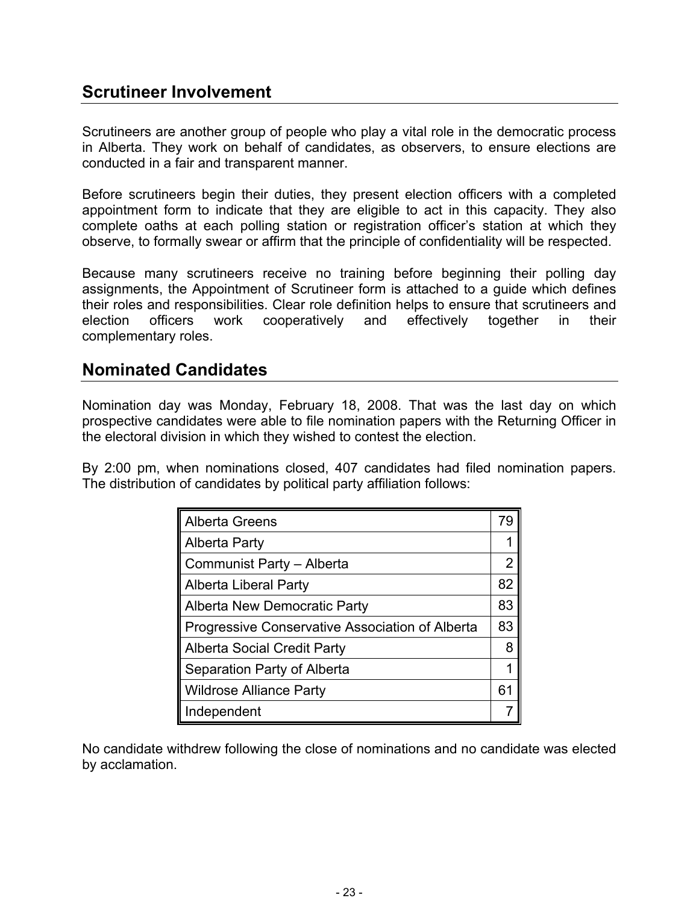## Scrutineer Involvement

Scrutineers are another group of people who play a vital role in the democratic process in Alberta. They work on behalf of candidates, as observers, to ensure elections are conducted in a fair and transparent manner.

Before scrutineers begin their duties, they present election officers with a completed appointment form to indicate that they are eligible to act in this capacity. They also complete oaths at each polling station or registration officer's station at which they observe, to formally swear or affirm that the principle of confidentiality will be respected.

Because many scrutineers receive no training before beginning their polling day assignments, the Appointment of Scrutineer form is attached to a guide which defines their roles and responsibilities. Clear role definition helps to ensure that scrutineers and election officers work cooperatively and effectively together in their complementary roles.

## Nominated Candidates

Nomination day was Monday, February 18, 2008. That was the last day on which prospective candidates were able to file nomination papers with the Returning Officer in the electoral division in which they wished to contest the election.

By 2:00 pm, when nominations closed, 407 candidates had filed nomination papers. The distribution of candidates by political party affiliation follows:

| | |
|---|---|
| Alberta Greens | 79 |
| Alberta Party | 1 |
| Communist Party – Alberta | 2 |
| Alberta Liberal Party | 82 |
| Alberta New Democratic Party | 83 |
| Progressive Conservative Association of Alberta | 83 |
| Alberta Social Credit Party | 8 |
| Separation Party of Alberta | 1 |
| Wildrose Alliance Party | 61 |
| Independent | 7 |

No candidate withdrew following the close of nominations and no candidate was elected by acclamation.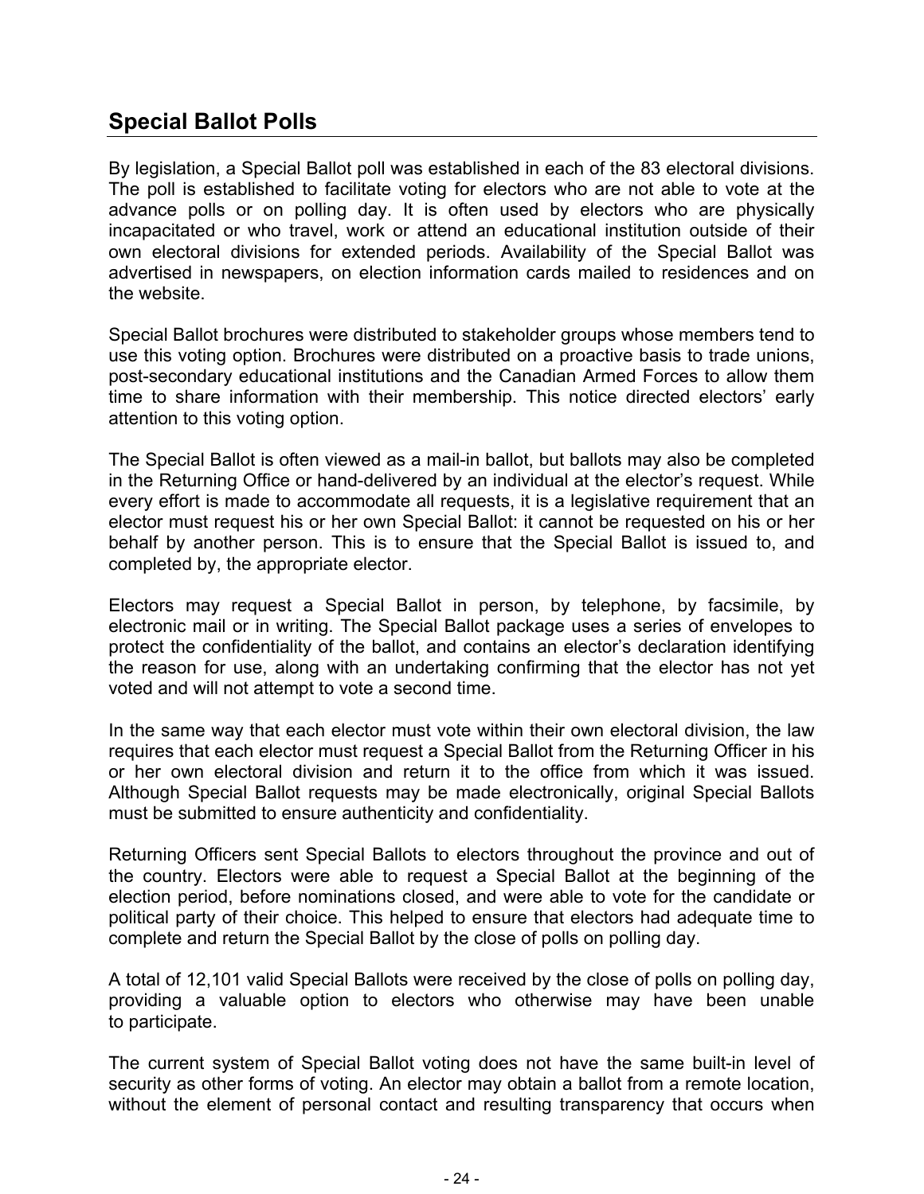## Special Ballot Polls

By legislation, a Special Ballot poll was established in each of the 83 electoral divisions. The poll is established to facilitate voting for electors who are not able to vote at the advance polls or on polling day. It is often used by electors who are physically incapacitated or who travel, work or attend an educational institution outside of their own electoral divisions for extended periods. Availability of the Special Ballot was advertised in newspapers, on election information cards mailed to residences and on the website.

Special Ballot brochures were distributed to stakeholder groups whose members tend to use this voting option. Brochures were distributed on a proactive basis to trade unions, post-secondary educational institutions and the Canadian Armed Forces to allow them time to share information with their membership. This notice directed electors' early attention to this voting option.

The Special Ballot is often viewed as a mail-in ballot, but ballots may also be completed in the Returning Office or hand-delivered by an individual at the elector's request. While every effort is made to accommodate all requests, it is a legislative requirement that an elector must request his or her own Special Ballot: it cannot be requested on his or her behalf by another person. This is to ensure that the Special Ballot is issued to, and completed by, the appropriate elector.

Electors may request a Special Ballot in person, by telephone, by facsimile, by electronic mail or in writing. The Special Ballot package uses a series of envelopes to protect the confidentiality of the ballot, and contains an elector's declaration identifying the reason for use, along with an undertaking confirming that the elector has not yet voted and will not attempt to vote a second time.

In the same way that each elector must vote within their own electoral division, the law requires that each elector must request a Special Ballot from the Returning Officer in his or her own electoral division and return it to the office from which it was issued. Although Special Ballot requests may be made electronically, original Special Ballots must be submitted to ensure authenticity and confidentiality.

Returning Officers sent Special Ballots to electors throughout the province and out of the country. Electors were able to request a Special Ballot at the beginning of the election period, before nominations closed, and were able to vote for the candidate or political party of their choice. This helped to ensure that electors had adequate time to complete and return the Special Ballot by the close of polls on polling day.

A total of 12,101 valid Special Ballots were received by the close of polls on polling day, providing a valuable option to electors who otherwise may have been unable to participate.

The current system of Special Ballot voting does not have the same built-in level of security as other forms of voting. An elector may obtain a ballot from a remote location, without the element of personal contact and resulting transparency that occurs when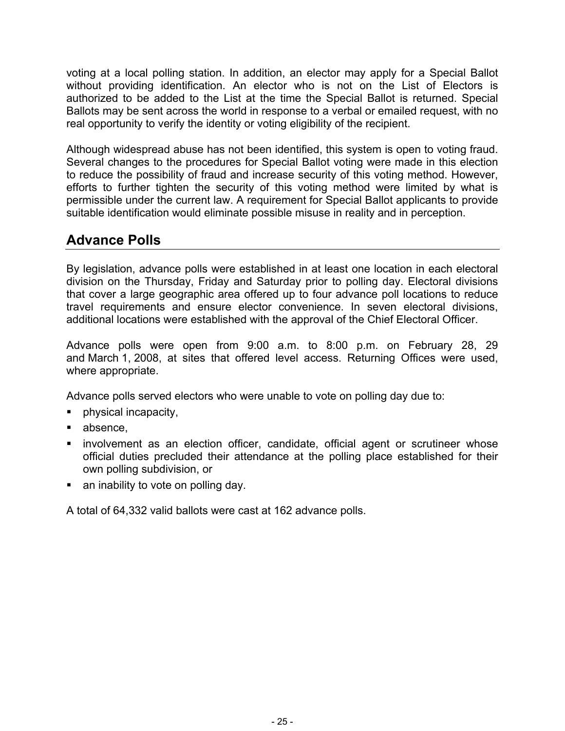voting at a local polling station. In addition, an elector may apply for a Special Ballot without providing identification. An elector who is not on the List of Electors is authorized to be added to the List at the time the Special Ballot is returned. Special Ballots may be sent across the world in response to a verbal or emailed request, with no real opportunity to verify the identity or voting eligibility of the recipient.

Although widespread abuse has not been identified, this system is open to voting fraud. Several changes to the procedures for Special Ballot voting were made in this election to reduce the possibility of fraud and increase security of this voting method. However, efforts to further tighten the security of this voting method were limited by what is permissible under the current law. A requirement for Special Ballot applicants to provide suitable identification would eliminate possible misuse in reality and in perception.

## Advance Polls

By legislation, advance polls were established in at least one location in each electoral division on the Thursday, Friday and Saturday prior to polling day. Electoral divisions that cover a large geographic area offered up to four advance poll locations to reduce travel requirements and ensure elector convenience. In seven electoral divisions, additional locations were established with the approval of the Chief Electoral Officer.

Advance polls were open from 9:00 a.m. to 8:00 p.m. on February 28, 29 and March 1, 2008, at sites that offered level access. Returning Offices were used, where appropriate.

Advance polls served electors who were unable to vote on polling day due to:

- physical incapacity,
- absence,
- involvement as an election officer, candidate, official agent or scrutineer whose official duties precluded their attendance at the polling place established for their own polling subdivision, or
- an inability to vote on polling day.

A total of 64,332 valid ballots were cast at 162 advance polls.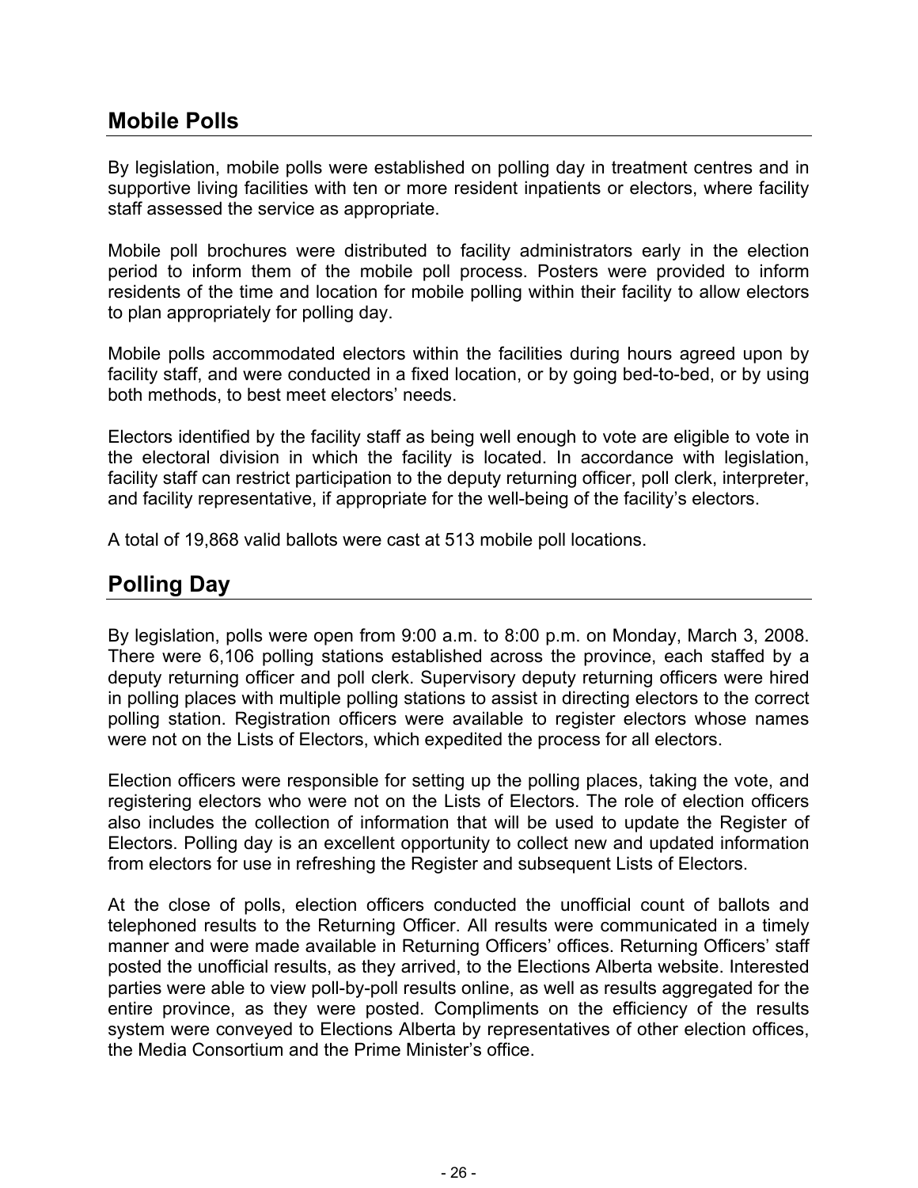## Mobile Polls

By legislation, mobile polls were established on polling day in treatment centres and in supportive living facilities with ten or more resident inpatients or electors, where facility staff assessed the service as appropriate.

Mobile poll brochures were distributed to facility administrators early in the election period to inform them of the mobile poll process. Posters were provided to inform residents of the time and location for mobile polling within their facility to allow electors to plan appropriately for polling day.

Mobile polls accommodated electors within the facilities during hours agreed upon by facility staff, and were conducted in a fixed location, or by going bed-to-bed, or by using both methods, to best meet electors' needs.

Electors identified by the facility staff as being well enough to vote are eligible to vote in the electoral division in which the facility is located. In accordance with legislation, facility staff can restrict participation to the deputy returning officer, poll clerk, interpreter, and facility representative, if appropriate for the well-being of the facility's electors.

A total of 19,868 valid ballots were cast at 513 mobile poll locations.

## Polling Day

By legislation, polls were open from 9:00 a.m. to 8:00 p.m. on Monday, March 3, 2008. There were 6,106 polling stations established across the province, each staffed by a deputy returning officer and poll clerk. Supervisory deputy returning officers were hired in polling places with multiple polling stations to assist in directing electors to the correct polling station. Registration officers were available to register electors whose names were not on the Lists of Electors, which expedited the process for all electors.

Election officers were responsible for setting up the polling places, taking the vote, and registering electors who were not on the Lists of Electors. The role of election officers also includes the collection of information that will be used to update the Register of Electors. Polling day is an excellent opportunity to collect new and updated information from electors for use in refreshing the Register and subsequent Lists of Electors.

At the close of polls, election officers conducted the unofficial count of ballots and telephoned results to the Returning Officer. All results were communicated in a timely manner and were made available in Returning Officers' offices. Returning Officers' staff posted the unofficial results, as they arrived, to the Elections Alberta website. Interested parties were able to view poll-by-poll results online, as well as results aggregated for the entire province, as they were posted. Compliments on the efficiency of the results system were conveyed to Elections Alberta by representatives of other election offices, the Media Consortium and the Prime Minister's office.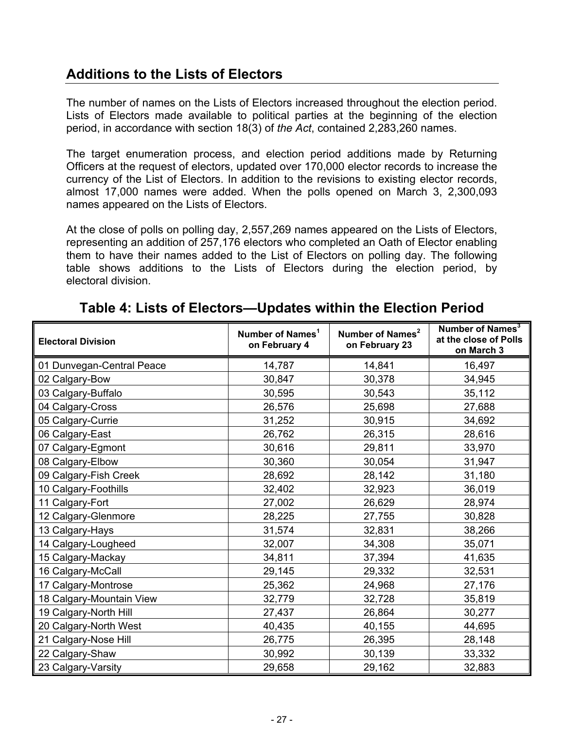## Additions to the Lists of Electors

The number of names on the Lists of Electors increased throughout the election period. Lists of Electors made available to political parties at the beginning of the election period, in accordance with section 18(3) of *the Act*, contained 2,283,260 names.

The target enumeration process, and election period additions made by Returning Officers at the request of electors, updated over 170,000 elector records to increase the currency of the List of Electors. In addition to the revisions to existing elector records, almost 17,000 names were added. When the polls opened on March 3, 2,300,093 names appeared on the Lists of Electors.

At the close of polls on polling day, 2,557,269 names appeared on the Lists of Electors, representing an addition of 257,176 electors who completed an Oath of Elector enabling them to have their names added to the List of Electors on polling day. The following table shows additions to the Lists of Electors during the election period, by electoral division.

### Table 4: Lists of Electors—Updates within the Election Period

| Electoral Division | Number of Names[1] on February 4 | Number of Names[2] on February 23 | Number of Names[3] at the close of Polls on March 3 |
|---|---|---|---|
| 01 Dunvegan-Central Peace | 14,787 | 14,841 | 16,497 |
| 02 Calgary-Bow | 30,847 | 30,378 | 34,945 |
| 03 Calgary-Buffalo | 30,595 | 30,543 | 35,112 |
| 04 Calgary-Cross | 26,576 | 25,698 | 27,688 |
| 05 Calgary-Currie | 31,252 | 30,915 | 34,692 |
| 06 Calgary-East | 26,762 | 26,315 | 28,616 |
| 07 Calgary-Egmont | 30,616 | 29,811 | 33,970 |
| 08 Calgary-Elbow | 30,360 | 30,054 | 31,947 |
| 09 Calgary-Fish Creek | 28,692 | 28,142 | 31,180 |
| 10 Calgary-Foothills | 32,402 | 32,923 | 36,019 |
| 11 Calgary-Fort | 27,002 | 26,629 | 28,974 |
| 12 Calgary-Glenmore | 28,225 | 27,755 | 30,828 |
| 13 Calgary-Hays | 31,574 | 32,831 | 38,266 |
| 14 Calgary-Lougheed | 32,007 | 34,308 | 35,071 |
| 15 Calgary-Mackay | 34,811 | 37,394 | 41,635 |
| 16 Calgary-McCall | 29,145 | 29,332 | 32,531 |
| 17 Calgary-Montrose | 25,362 | 24,968 | 27,176 |
| 18 Calgary-Mountain View | 32,779 | 32,728 | 35,819 |
| 19 Calgary-North Hill | 27,437 | 26,864 | 30,277 |
| 20 Calgary-North West | 40,435 | 40,155 | 44,695 |
| 21 Calgary-Nose Hill | 26,775 | 26,395 | 28,148 |
| 22 Calgary-Shaw | 30,992 | 30,139 | 33,332 |
| 23 Calgary-Varsity | 29,658 | 29,162 | 32,883 |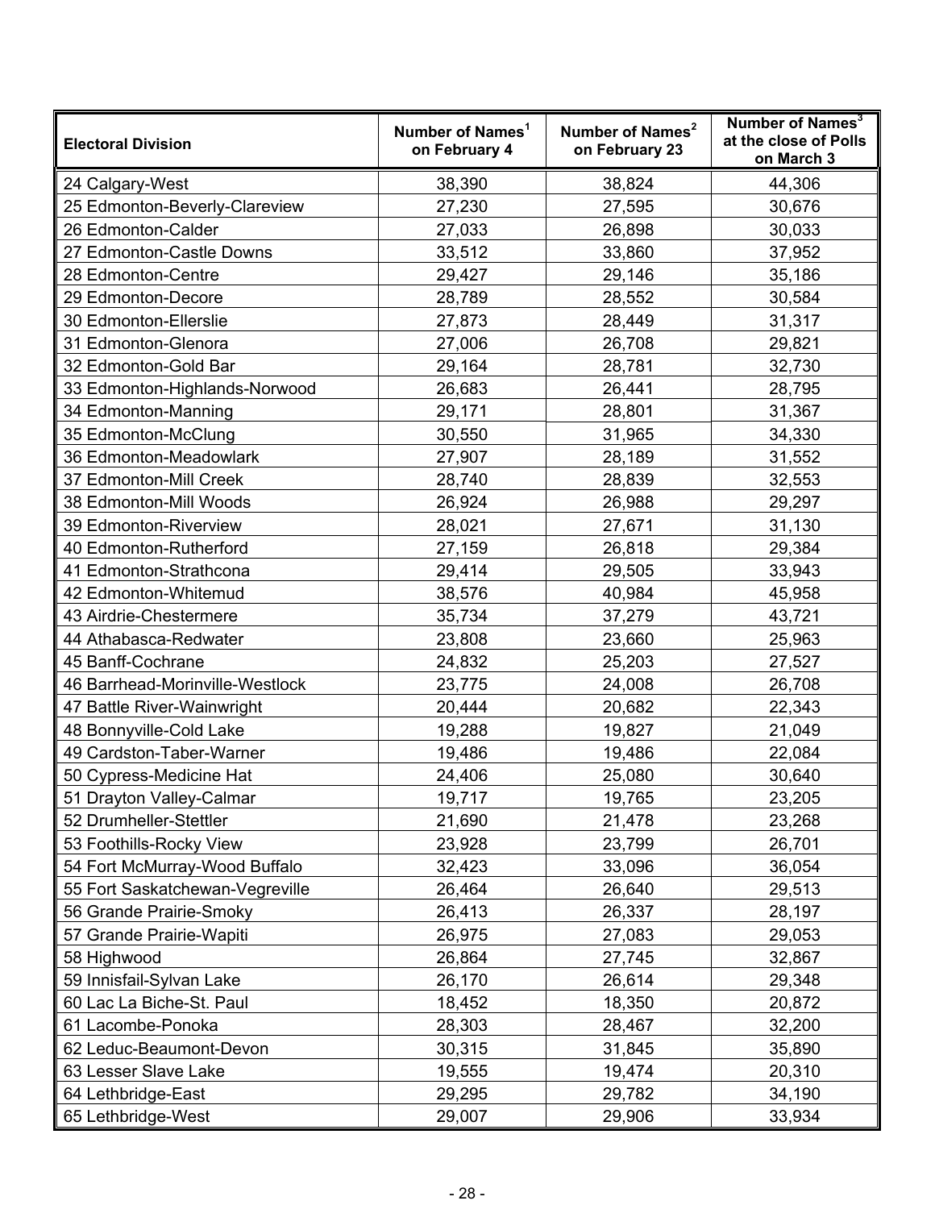| Electoral Division | Number of Names[1] on February 4 | Number of Names[2] on February 23 | Number of Names[3] at the close of Polls on March 3 |
|---|---|---|---|
| 24 Calgary-West | 38,390 | 38,824 | 44,306 |
| 25 Edmonton-Beverly-Clareview | 27,230 | 27,595 | 30,676 |
| 26 Edmonton-Calder | 27,033 | 26,898 | 30,033 |
| 27 Edmonton-Castle Downs | 33,512 | 33,860 | 37,952 |
| 28 Edmonton-Centre | 29,427 | 29,146 | 35,186 |
| 29 Edmonton-Decore | 28,789 | 28,552 | 30,584 |
| 30 Edmonton-Ellerslie | 27,873 | 28,449 | 31,317 |
| 31 Edmonton-Glenora | 27,006 | 26,708 | 29,821 |
| 32 Edmonton-Gold Bar | 29,164 | 28,781 | 32,730 |
| 33 Edmonton-Highlands-Norwood | 26,683 | 26,441 | 28,795 |
| 34 Edmonton-Manning | 29,171 | 28,801 | 31,367 |
| 35 Edmonton-McClung | 30,550 | 31,965 | 34,330 |
| 36 Edmonton-Meadowlark | 27,907 | 28,189 | 31,552 |
| 37 Edmonton-Mill Creek | 28,740 | 28,839 | 32,553 |
| 38 Edmonton-Mill Woods | 26,924 | 26,988 | 29,297 |
| 39 Edmonton-Riverview | 28,021 | 27,671 | 31,130 |
| 40 Edmonton-Rutherford | 27,159 | 26,818 | 29,384 |
| 41 Edmonton-Strathcona | 29,414 | 29,505 | 33,943 |
| 42 Edmonton-Whitemud | 38,576 | 40,984 | 45,958 |
| 43 Airdrie-Chestermere | 35,734 | 37,279 | 43,721 |
| 44 Athabasca-Redwater | 23,808 | 23,660 | 25,963 |
| 45 Banff-Cochrane | 24,832 | 25,203 | 27,527 |
| 46 Barrhead-Morinville-Westlock | 23,775 | 24,008 | 26,708 |
| 47 Battle River-Wainwright | 20,444 | 20,682 | 22,343 |
| 48 Bonnyville-Cold Lake | 19,288 | 19,827 | 21,049 |
| 49 Cardston-Taber-Warner | 19,486 | 19,486 | 22,084 |
| 50 Cypress-Medicine Hat | 24,406 | 25,080 | 30,640 |
| 51 Drayton Valley-Calmar | 19,717 | 19,765 | 23,205 |
| 52 Drumheller-Stettler | 21,690 | 21,478 | 23,268 |
| 53 Foothills-Rocky View | 23,928 | 23,799 | 26,701 |
| 54 Fort McMurray-Wood Buffalo | 32,423 | 33,096 | 36,054 |
| 55 Fort Saskatchewan-Vegreville | 26,464 | 26,640 | 29,513 |
| 56 Grande Prairie-Smoky | 26,413 | 26,337 | 28,197 |
| 57 Grande Prairie-Wapiti | 26,975 | 27,083 | 29,053 |
| 58 Highwood | 26,864 | 27,745 | 32,867 |
| 59 Innisfail-Sylvan Lake | 26,170 | 26,614 | 29,348 |
| 60 Lac La Biche-St. Paul | 18,452 | 18,350 | 20,872 |
| 61 Lacombe-Ponoka | 28,303 | 28,467 | 32,200 |
| 62 Leduc-Beaumont-Devon | 30,315 | 31,845 | 35,890 |
| 63 Lesser Slave Lake | 19,555 | 19,474 | 20,310 |
| 64 Lethbridge-East | 29,295 | 29,782 | 34,190 |
| 65 Lethbridge-West | 29,007 | 29,906 | 33,934 |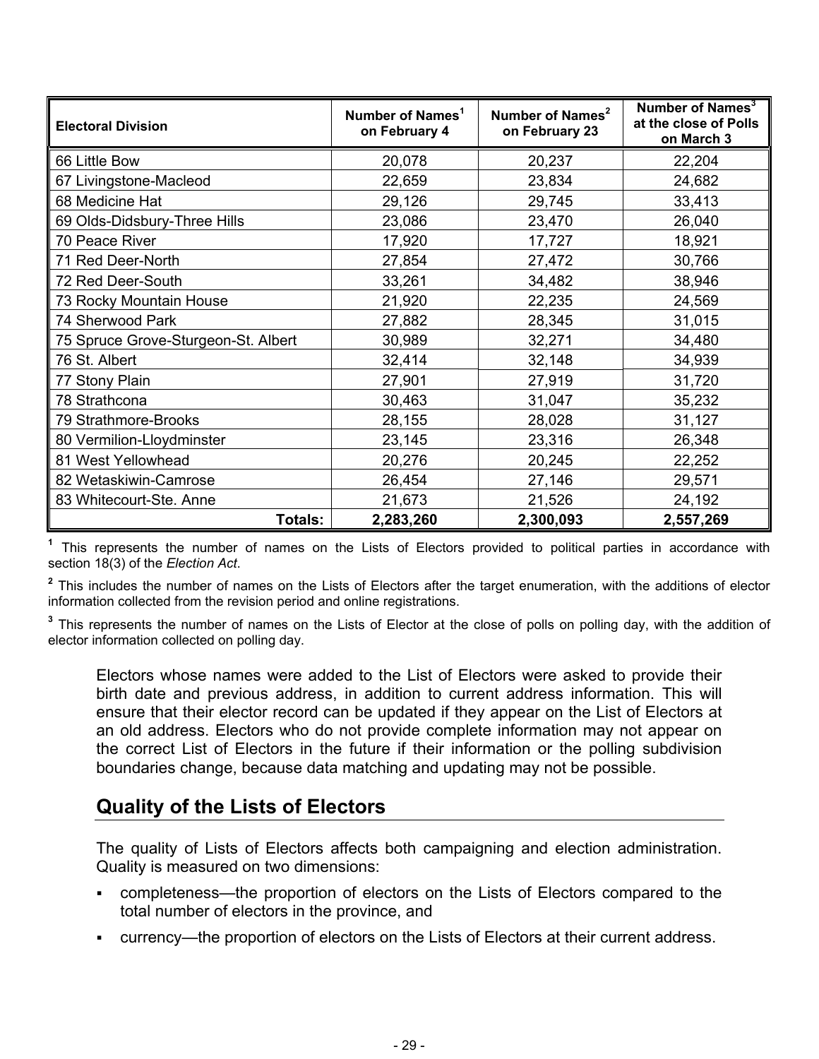| Electoral Division | Number of Names[1] on February 4 | Number of Names[2] on February 23 | Number of Names[3] at the close of Polls on March 3 |
|---|---|---|---|
| 66 Little Bow | 20,078 | 20,237 | 22,204 |
| 67 Livingstone-Macleod | 22,659 | 23,834 | 24,682 |
| 68 Medicine Hat | 29,126 | 29,745 | 33,413 |
| 69 Olds-Didsbury-Three Hills | 23,086 | 23,470 | 26,040 |
| 70 Peace River | 17,920 | 17,727 | 18,921 |
| 71 Red Deer-North | 27,854 | 27,472 | 30,766 |
| 72 Red Deer-South | 33,261 | 34,482 | 38,946 |
| 73 Rocky Mountain House | 21,920 | 22,235 | 24,569 |
| 74 Sherwood Park | 27,882 | 28,345 | 31,015 |
| 75 Spruce Grove-Sturgeon-St. Albert | 30,989 | 32,271 | 34,480 |
| 76 St. Albert | 32,414 | 32,148 | 34,939 |
| 77 Stony Plain | 27,901 | 27,919 | 31,720 |
| 78 Strathcona | 30,463 | 31,047 | 35,232 |
| 79 Strathmore-Brooks | 28,155 | 28,028 | 31,127 |
| 80 Vermilion-Lloydminster | 23,145 | 23,316 | 26,348 |
| 81 West Yellowhead | 20,276 | 20,245 | 22,252 |
| 82 Wetaskiwin-Camrose | 26,454 | 27,146 | 29,571 |
| 83 Whitecourt-Ste. Anne | 21,673 | 21,526 | 24,192 |
| **Totals:** | **2,283,260** | **2,300,093** | **2,557,269** |

[1] This represents the number of names on the Lists of Electors provided to political parties in accordance with section 18(3) of the *Election Act*.

[2] This includes the number of names on the Lists of Electors after the target enumeration, with the additions of elector information collected from the revision period and online registrations.

[3] This represents the number of names on the Lists of Elector at the close of polls on polling day, with the addition of elector information collected on polling day.

Electors whose names were added to the List of Electors were asked to provide their birth date and previous address, in addition to current address information. This will ensure that their elector record can be updated if they appear on the List of Electors at an old address. Electors who do not provide complete information may not appear on the correct List of Electors in the future if their information or the polling subdivision boundaries change, because data matching and updating may not be possible.

## Quality of the Lists of Electors

The quality of Lists of Electors affects both campaigning and election administration. Quality is measured on two dimensions:

- completeness—the proportion of electors on the Lists of Electors compared to the total number of electors in the province, and
- currency—the proportion of electors on the Lists of Electors at their current address.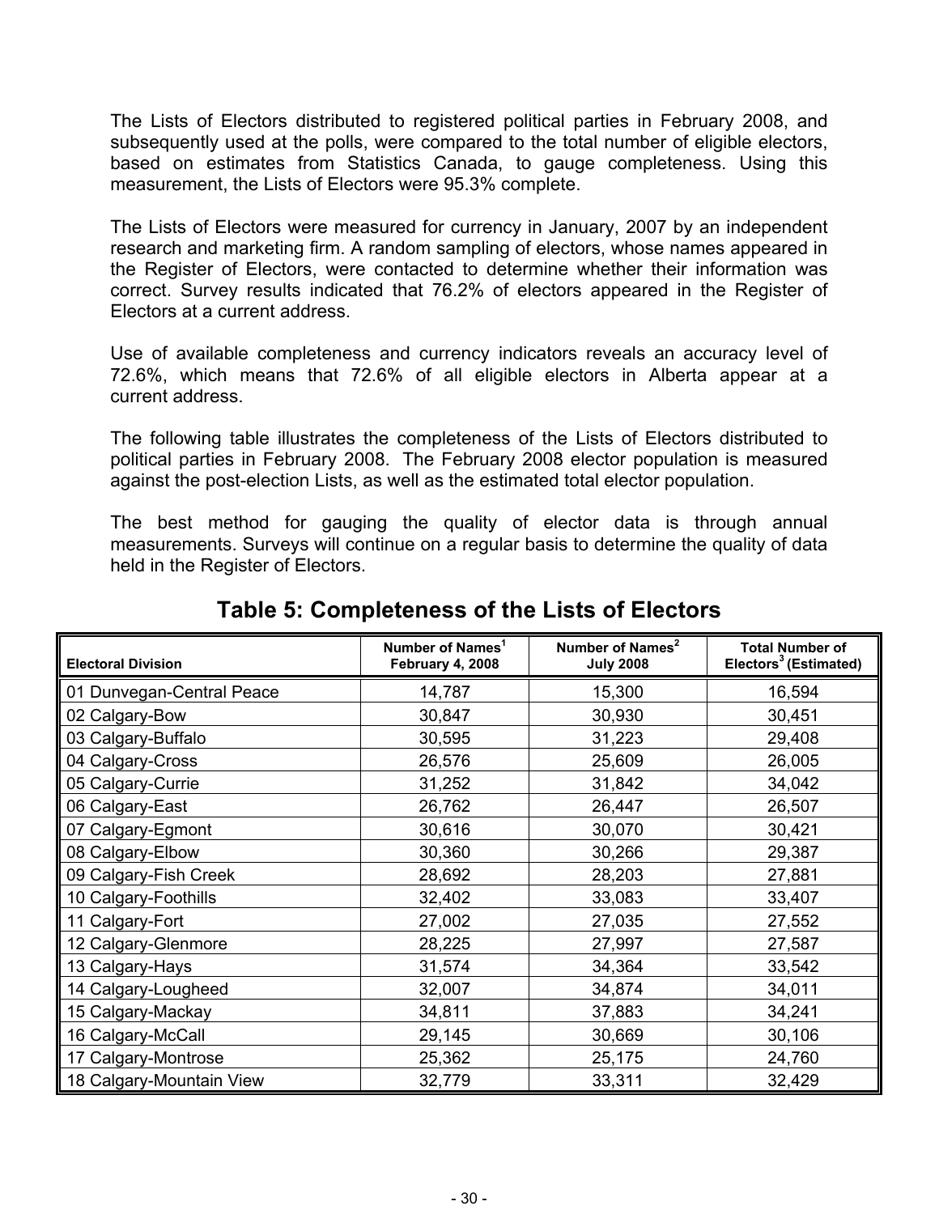The Lists of Electors distributed to registered political parties in February 2008, and subsequently used at the polls, were compared to the total number of eligible electors, based on estimates from Statistics Canada, to gauge completeness. Using this measurement, the Lists of Electors were 95.3% complete.

The Lists of Electors were measured for currency in January, 2007 by an independent research and marketing firm. A random sampling of electors, whose names appeared in the Register of Electors, were contacted to determine whether their information was correct. Survey results indicated that 76.2% of electors appeared in the Register of Electors at a current address.

Use of available completeness and currency indicators reveals an accuracy level of 72.6%, which means that 72.6% of all eligible electors in Alberta appear at a current address.

The following table illustrates the completeness of the Lists of Electors distributed to political parties in February 2008. The February 2008 elector population is measured against the post-election Lists, as well as the estimated total elector population.

The best method for gauging the quality of elector data is through annual measurements. Surveys will continue on a regular basis to determine the quality of data held in the Register of Electors.

## Table 5: Completeness of the Lists of Electors

| Electoral Division | Number of Names[1] February 4, 2008 | Number of Names[2] July 2008 | Total Number of Electors[3] (Estimated) |
|---|---|---|---|
| 01 Dunvegan-Central Peace | 14,787 | 15,300 | 16,594 |
| 02 Calgary-Bow | 30,847 | 30,930 | 30,451 |
| 03 Calgary-Buffalo | 30,595 | 31,223 | 29,408 |
| 04 Calgary-Cross | 26,576 | 25,609 | 26,005 |
| 05 Calgary-Currie | 31,252 | 31,842 | 34,042 |
| 06 Calgary-East | 26,762 | 26,447 | 26,507 |
| 07 Calgary-Egmont | 30,616 | 30,070 | 30,421 |
| 08 Calgary-Elbow | 30,360 | 30,266 | 29,387 |
| 09 Calgary-Fish Creek | 28,692 | 28,203 | 27,881 |
| 10 Calgary-Foothills | 32,402 | 33,083 | 33,407 |
| 11 Calgary-Fort | 27,002 | 27,035 | 27,552 |
| 12 Calgary-Glenmore | 28,225 | 27,997 | 27,587 |
| 13 Calgary-Hays | 31,574 | 34,364 | 33,542 |
| 14 Calgary-Lougheed | 32,007 | 34,874 | 34,011 |
| 15 Calgary-Mackay | 34,811 | 37,883 | 34,241 |
| 16 Calgary-McCall | 29,145 | 30,669 | 30,106 |
| 17 Calgary-Montrose | 25,362 | 25,175 | 24,760 |
| 18 Calgary-Mountain View | 32,779 | 33,311 | 32,429 |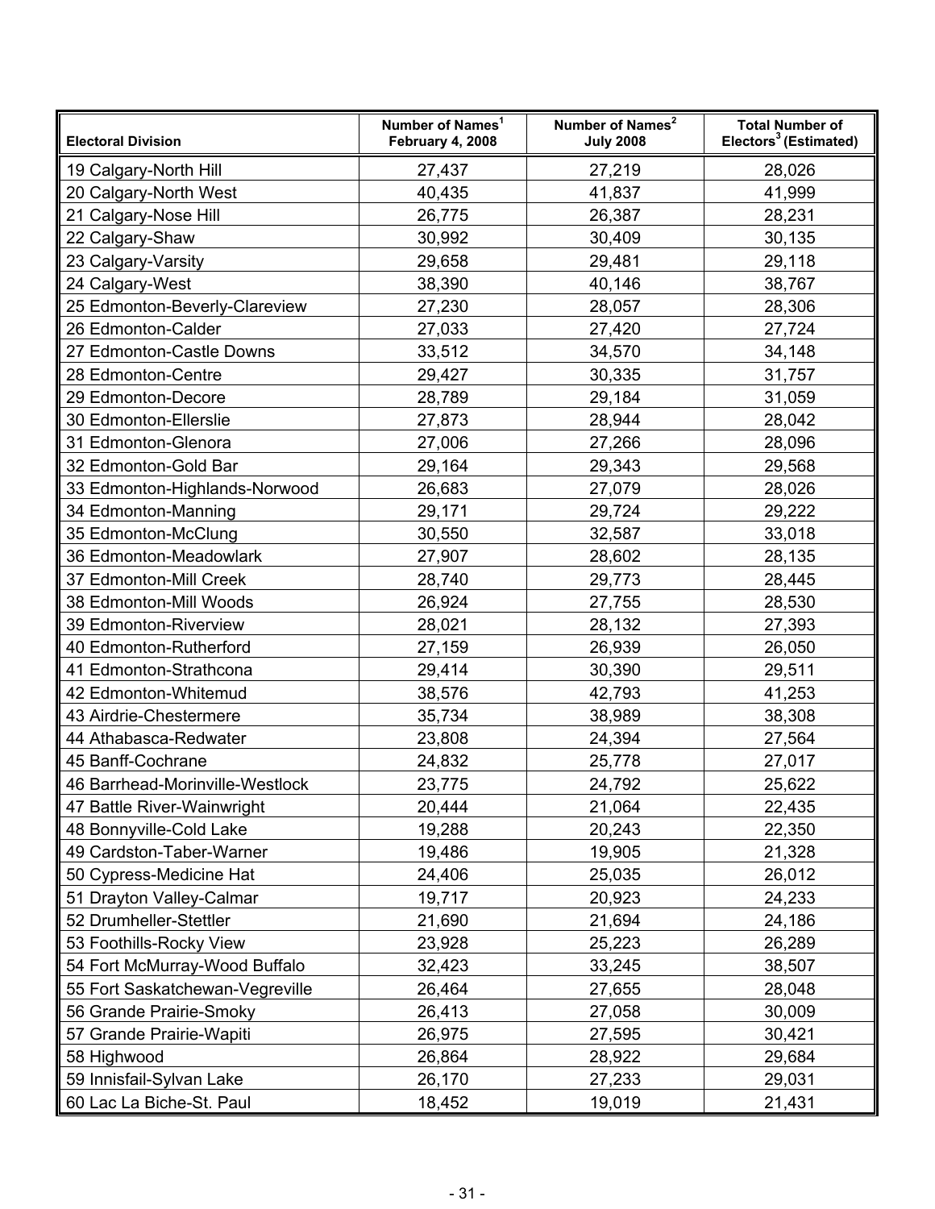| Electoral Division | Number of Names[1] February 4, 2008 | Number of Names[2] July 2008 | Total Number of Electors[3] (Estimated) |
|---|---|---|---|
| 19 Calgary-North Hill | 27,437 | 27,219 | 28,026 |
| 20 Calgary-North West | 40,435 | 41,837 | 41,999 |
| 21 Calgary-Nose Hill | 26,775 | 26,387 | 28,231 |
| 22 Calgary-Shaw | 30,992 | 30,409 | 30,135 |
| 23 Calgary-Varsity | 29,658 | 29,481 | 29,118 |
| 24 Calgary-West | 38,390 | 40,146 | 38,767 |
| 25 Edmonton-Beverly-Clareview | 27,230 | 28,057 | 28,306 |
| 26 Edmonton-Calder | 27,033 | 27,420 | 27,724 |
| 27 Edmonton-Castle Downs | 33,512 | 34,570 | 34,148 |
| 28 Edmonton-Centre | 29,427 | 30,335 | 31,757 |
| 29 Edmonton-Decore | 28,789 | 29,184 | 31,059 |
| 30 Edmonton-Ellerslie | 27,873 | 28,944 | 28,042 |
| 31 Edmonton-Glenora | 27,006 | 27,266 | 28,096 |
| 32 Edmonton-Gold Bar | 29,164 | 29,343 | 29,568 |
| 33 Edmonton-Highlands-Norwood | 26,683 | 27,079 | 28,026 |
| 34 Edmonton-Manning | 29,171 | 29,724 | 29,222 |
| 35 Edmonton-McClung | 30,550 | 32,587 | 33,018 |
| 36 Edmonton-Meadowlark | 27,907 | 28,602 | 28,135 |
| 37 Edmonton-Mill Creek | 28,740 | 29,773 | 28,445 |
| 38 Edmonton-Mill Woods | 26,924 | 27,755 | 28,530 |
| 39 Edmonton-Riverview | 28,021 | 28,132 | 27,393 |
| 40 Edmonton-Rutherford | 27,159 | 26,939 | 26,050 |
| 41 Edmonton-Strathcona | 29,414 | 30,390 | 29,511 |
| 42 Edmonton-Whitemud | 38,576 | 42,793 | 41,253 |
| 43 Airdrie-Chestermere | 35,734 | 38,989 | 38,308 |
| 44 Athabasca-Redwater | 23,808 | 24,394 | 27,564 |
| 45 Banff-Cochrane | 24,832 | 25,778 | 27,017 |
| 46 Barrhead-Morinville-Westlock | 23,775 | 24,792 | 25,622 |
| 47 Battle River-Wainwright | 20,444 | 21,064 | 22,435 |
| 48 Bonnyville-Cold Lake | 19,288 | 20,243 | 22,350 |
| 49 Cardston-Taber-Warner | 19,486 | 19,905 | 21,328 |
| 50 Cypress-Medicine Hat | 24,406 | 25,035 | 26,012 |
| 51 Drayton Valley-Calmar | 19,717 | 20,923 | 24,233 |
| 52 Drumheller-Stettler | 21,690 | 21,694 | 24,186 |
| 53 Foothills-Rocky View | 23,928 | 25,223 | 26,289 |
| 54 Fort McMurray-Wood Buffalo | 32,423 | 33,245 | 38,507 |
| 55 Fort Saskatchewan-Vegreville | 26,464 | 27,655 | 28,048 |
| 56 Grande Prairie-Smoky | 26,413 | 27,058 | 30,009 |
| 57 Grande Prairie-Wapiti | 26,975 | 27,595 | 30,421 |
| 58 Highwood | 26,864 | 28,922 | 29,684 |
| 59 Innisfail-Sylvan Lake | 26,170 | 27,233 | 29,031 |
| 60 Lac La Biche-St. Paul | 18,452 | 19,019 | 21,431 |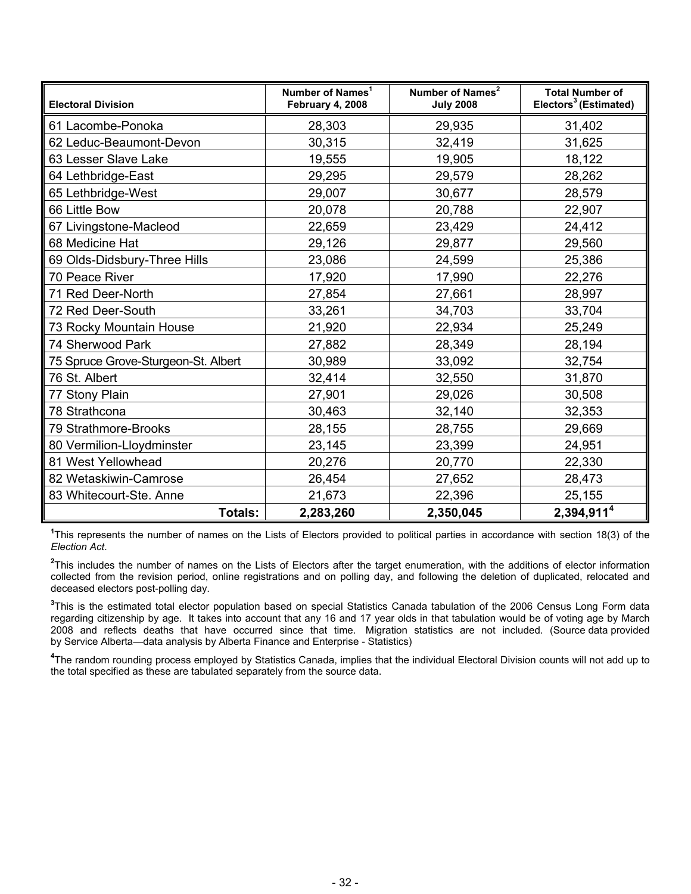| Electoral Division | Number of Names[1] February 4, 2008 | Number of Names[2] July 2008 | Total Number of Electors[3] (Estimated) |
|---|---|---|---|
| 61 Lacombe-Ponoka | 28,303 | 29,935 | 31,402 |
| 62 Leduc-Beaumont-Devon | 30,315 | 32,419 | 31,625 |
| 63 Lesser Slave Lake | 19,555 | 19,905 | 18,122 |
| 64 Lethbridge-East | 29,295 | 29,579 | 28,262 |
| 65 Lethbridge-West | 29,007 | 30,677 | 28,579 |
| 66 Little Bow | 20,078 | 20,788 | 22,907 |
| 67 Livingstone-Macleod | 22,659 | 23,429 | 24,412 |
| 68 Medicine Hat | 29,126 | 29,877 | 29,560 |
| 69 Olds-Didsbury-Three Hills | 23,086 | 24,599 | 25,386 |
| 70 Peace River | 17,920 | 17,990 | 22,276 |
| 71 Red Deer-North | 27,854 | 27,661 | 28,997 |
| 72 Red Deer-South | 33,261 | 34,703 | 33,704 |
| 73 Rocky Mountain House | 21,920 | 22,934 | 25,249 |
| 74 Sherwood Park | 27,882 | 28,349 | 28,194 |
| 75 Spruce Grove-Sturgeon-St. Albert | 30,989 | 33,092 | 32,754 |
| 76 St. Albert | 32,414 | 32,550 | 31,870 |
| 77 Stony Plain | 27,901 | 29,026 | 30,508 |
| 78 Strathcona | 30,463 | 32,140 | 32,353 |
| 79 Strathmore-Brooks | 28,155 | 28,755 | 29,669 |
| 80 Vermilion-Lloydminster | 23,145 | 23,399 | 24,951 |
| 81 West Yellowhead | 20,276 | 20,770 | 22,330 |
| 82 Wetaskiwin-Camrose | 26,454 | 27,652 | 28,473 |
| 83 Whitecourt-Ste. Anne | 21,673 | 22,396 | 25,155 |
| **Totals:** | **2,283,260** | **2,350,045** | **2,394,911[4]** |

[1]This represents the number of names on the Lists of Electors provided to political parties in accordance with section 18(3) of the *Election Act*.

[2]This includes the number of names on the Lists of Electors after the target enumeration, with the additions of elector information collected from the revision period, online registrations and on polling day, and following the deletion of duplicated, relocated and deceased electors post-polling day.

[3]This is the estimated total elector population based on special Statistics Canada tabulation of the 2006 Census Long Form data regarding citizenship by age. It takes into account that any 16 and 17 year olds in that tabulation would be of voting age by March 2008 and reflects deaths that have occurred since that time. Migration statistics are not included. (Source data provided by Service Alberta—data analysis by Alberta Finance and Enterprise - Statistics)

[4]The random rounding process employed by Statistics Canada, implies that the individual Electoral Division counts will not add up to the total specified as these are tabulated separately from the source data.